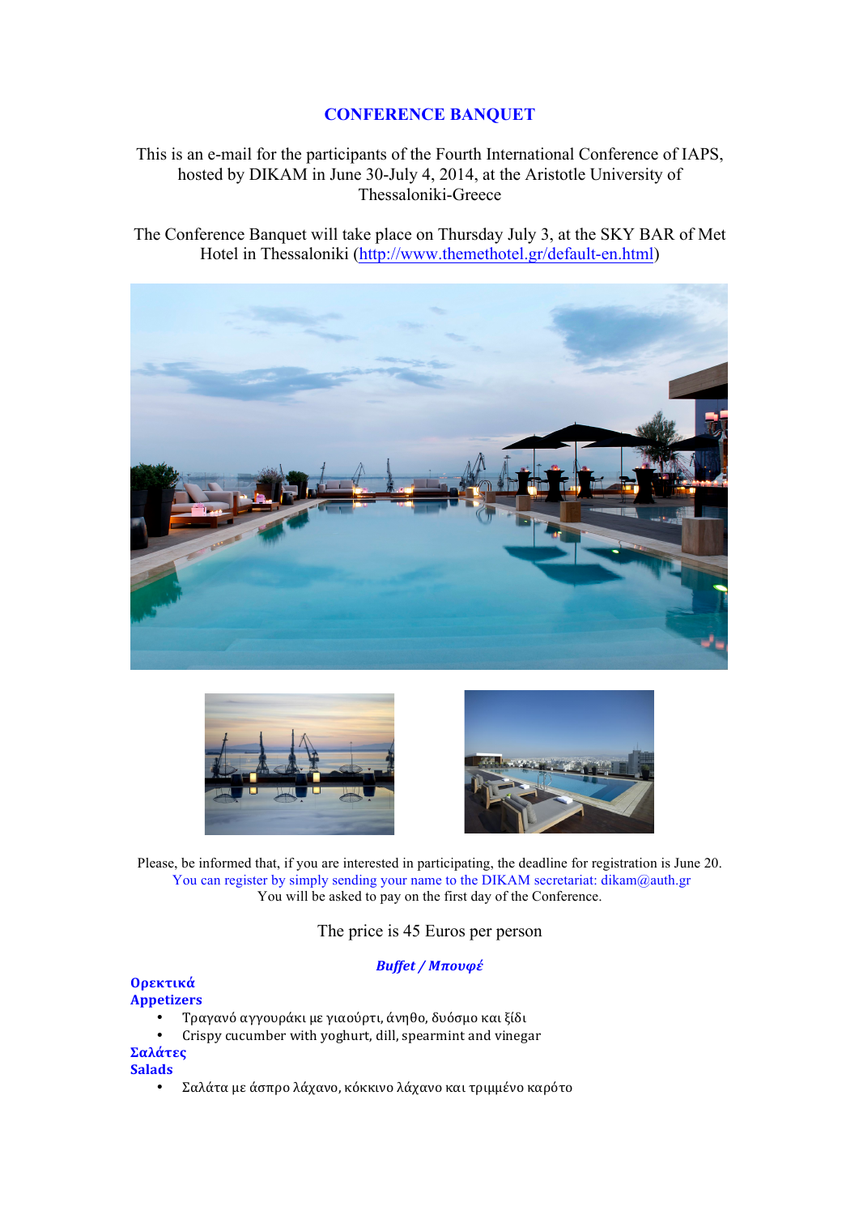## CONFERENCE BANQUET

This is an e-mail for the participants of the Fourth International Conference of IAPS, hosted by DIKAM in June 30-July 4, 2014, at the Aristotle University of Thessaloniki-Greece

The Conference Banquet will take place on Thursday July 3, at the SKY BAR of Met Hotel in Thessaloniki (http://www.themethotel.gr/default-en.html)

Please, be informed that, if you are interested in participating, the deadline for registration is June 20.
You can register by simply sending your name to the DIKAM secretariat: dikam@auth.gr
You will be asked to pay on the first day of the Conference.

The price is 45 Euros per person

***Buffet / Μπουφέ***

**Ορεκτικά**
**Appetizers**

- Τραγανό αγγουράκι με γιαούρτι, άνηθο, δυόσμο και ξίδι
- Crispy cucumber with yoghurt, dill, spearmint and vinegar

**Σαλάτες**
**Salads**

- Σαλάτα με άσπρο λάχανο, κόκκινο λάχανο και τριμμένο καρότο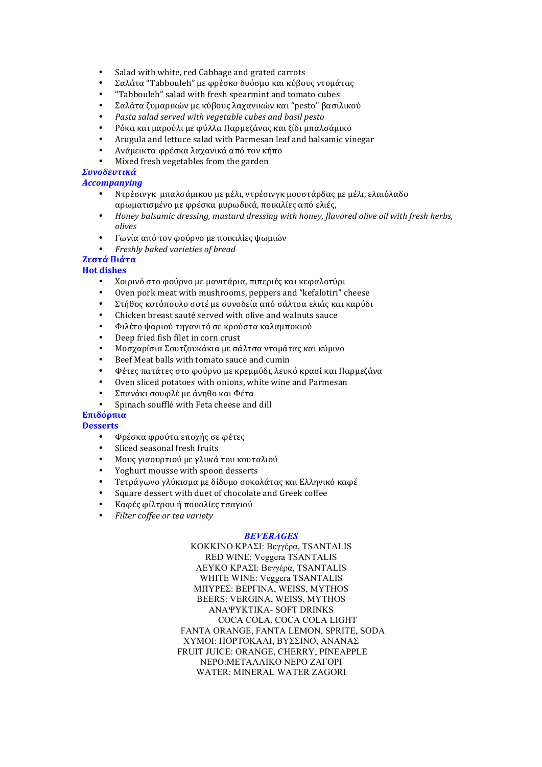- Salad with white, red Cabbage and grated carrots
- Σαλάτα "Tabbouleh" με φρέσκο δυόσμο και κύβους ντομάτας
- "Tabbouleh" salad with fresh spearmint and tomato cubes
- Σαλάτα ζυμαρικών με κύβους λαχανικών και "pesto" βασιλικού
- *Pasta salad served with vegetable cubes and basil pesto*
- Ρόκα και μαρούλι με φύλλα Παρμεζάνας και ξίδι μπαλσάμικο
- Arugula and lettuce salad with Parmesan leaf and balsamic vinegar
- Ανάμεικτα φρέσκα λαχανικά από τον κήπο
- Mixed fresh vegetables from the garden

***Συνοδευτικά***

***Accompanying***

- Ντρέσινγκ μπαλσάμικου με μέλι, ντρέσινγκ μουστάρδας με μέλι, ελαιόλαδο αρωματισμένο με φρέσκα μυρωδικά, ποικιλίες από ελιές,
- *Honey balsamic dressing, mustard dressing with honey, flavored olive oil with fresh herbs, olives*
- Γωνία από τον φούρνο με ποικιλίες ψωμιών
- *Freshly baked varieties of bread*

**Ζεστά Πιάτα**

**Hot dishes**

- Χοιρινό στο φούρνο με μανιτάρια, πιπεριές και κεφαλοτύρι
- Oven pork meat with mushrooms, peppers and "kefalotiri" cheese
- Στήθος κοτόπουλο σοτέ με συνοδεία από σάλτσα ελιάς και καρύδι
- Chicken breast sauté served with olive and walnuts sauce
- Φιλέτο ψαριού τηγανιτό σε κρούστα καλαμποκιού
- Deep fried fish filet in corn crust
- Μοσχαρίσια Σουτζουκάκια με σάλτσα ντομάτας και κύμινο
- Beef Meat balls with tomato sauce and cumin
- Φέτες πατάτες στο φούρνο με κρεμμύδι, λευκό κρασί και Παρμεζάνα
- Oven sliced potatoes with onions, white wine and Parmesan
- Σπανάκι σουφλέ με άνηθο και Φέτα
- Spinach soufflé with Feta cheese and dill

**Επιδόρπια**

**Desserts**

- Φρέσκα φρούτα εποχής σε φέτες
- Sliced seasonal fresh fruits
- Μους γιαουρτιού με γλυκά του κουταλιού
- Yoghurt mousse with spoon desserts
- Τετράγωνο γλύκισμα με δίδυμο σοκολάτας και Ελληνικό καφέ
- Square dessert with duet of chocolate and Greek coffee
- Καφές φίλτρου ή ποικιλίες τσαγιού
- *Filter coffee or tea variety*

***BEVERAGES***

ΚΟΚΚΙΝΟ ΚΡΑΣΙ: Βεγγέρα, TSANTALIS
RED WINE: Veggera TSANTALIS
ΛΕΥΚΟ ΚΡΑΣΙ: Βεγγέρα, TSANTALIS
WHITE WINE: Veggera TSANTALIS
ΜΠΥΡΕΣ: ΒΕΡΓΙΝΑ, WEISS, MYTHOS
BEERS: VERGINA, WEISS, MYTHOS
ΑΝΑΨΥΚΤΙΚΑ- SOFT DRINKS
COCA COLA, COCA COLA LIGHT
FANTA ORANGE, FANTA LEMON, SPRITE, SODA
ΧΥΜΟΙ: ΠΟΡΤΟΚΑΛΙ, ΒΥΣΣΙΝΟ, ΑΝΑΝΑΣ
FRUIT JUICE: ORANGE, CHERRY, PINEAPPLE
ΝΕΡΟ:ΜΕΤΑΛΛΙΚΟ ΝΕΡΟ ΖΑΓΟΡΙ
WATER: MINERAL WATER ZAGORI